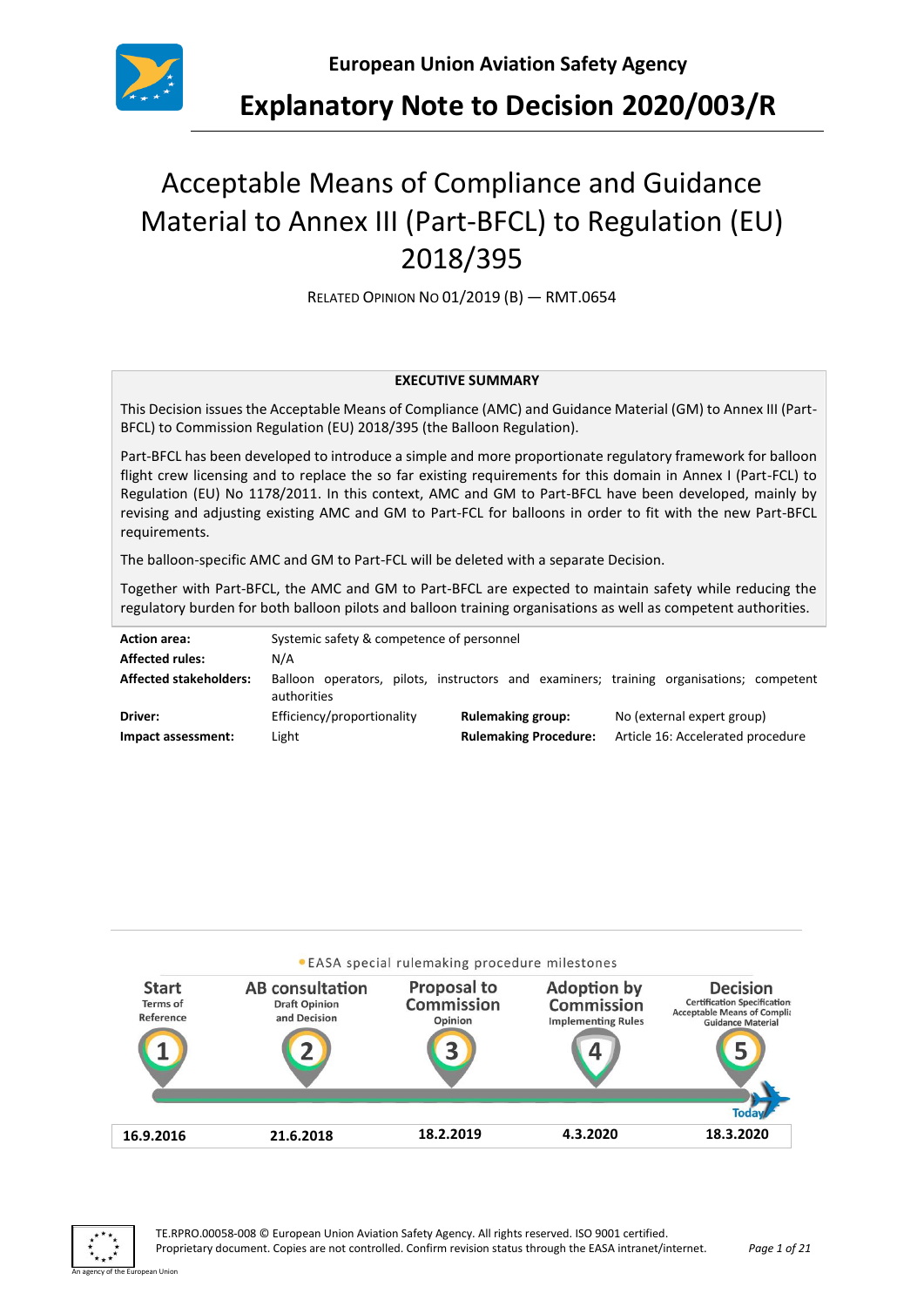**European Union Aviation Safety Agency**

# Explanatory Note to Decision 2020/003/R

## Acceptable Means of Compliance and Guidance Material to Annex III (Part-BFCL) to Regulation (EU) 2018/395

RELATED OPINION NO 01/2019 (B) — RMT.0654

**EXECUTIVE SUMMARY**

This Decision issues the Acceptable Means of Compliance (AMC) and Guidance Material (GM) to Annex III (Part-BFCL) to Commission Regulation (EU) 2018/395 (the Balloon Regulation).

Part-BFCL has been developed to introduce a simple and more proportionate regulatory framework for balloon flight crew licensing and to replace the so far existing requirements for this domain in Annex I (Part-FCL) to Regulation (EU) No 1178/2011. In this context, AMC and GM to Part-BFCL have been developed, mainly by revising and adjusting existing AMC and GM to Part-FCL for balloons in order to fit with the new Part-BFCL requirements.

The balloon-specific AMC and GM to Part-FCL will be deleted with a separate Decision.

Together with Part-BFCL, the AMC and GM to Part-BFCL are expected to maintain safety while reducing the regulatory burden for both balloon pilots and balloon training organisations as well as competent authorities.

| | | | |
|---|---|---|---|
| **Action area:** | Systemic safety & competence of personnel | | |
| **Affected rules:** | N/A | | |
| **Affected stakeholders:** | Balloon operators, pilots, instructors and examiners; training organisations; competent authorities | | |
| **Driver:** | Efficiency/proportionality | **Rulemaking group:** | No (external expert group) |
| **Impact assessment:** | Light | **Rulemaking Procedure:** | Article 16: Accelerated procedure |

EASA special rulemaking procedure milestones

| 1 Start | 2 AB consultation | 3 Proposal to Commission | 4 Adoption by Commission | 5 Decision |
|---|---|---|---|---|
| Terms of Reference | Draft Opinion and Decision | Opinion | Implementing Rules | Certification Specification Acceptable Means of Compliance Guidance Material |
| 16.9.2016 | 21.6.2018 | 18.2.2019 | 4.3.2020 | 18.3.2020 (Today) |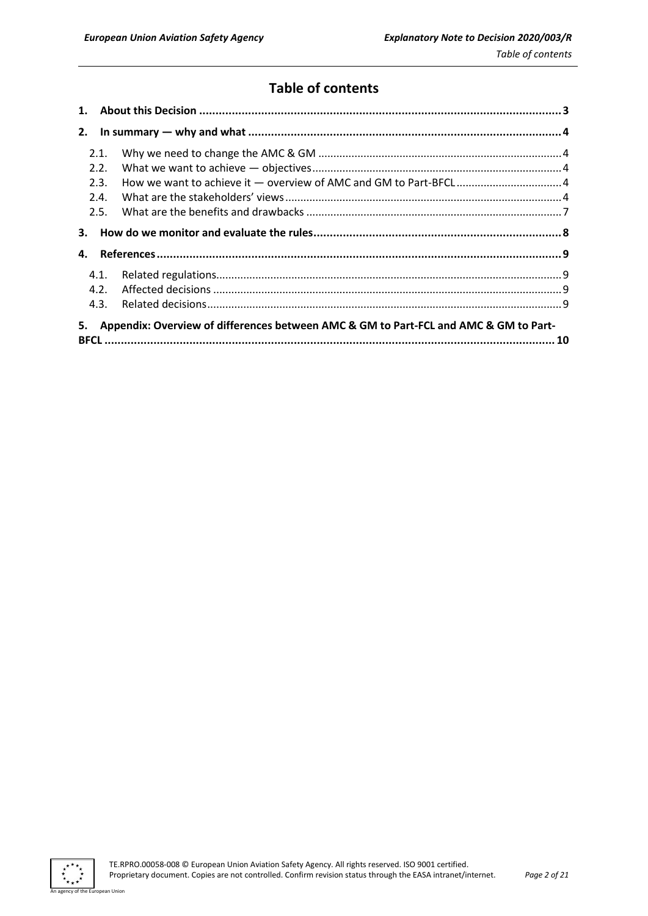# Table of contents

**1. About this Decision ............................................................................................................. 3**

**2. In summary — why and what ............................................................................................... 4**

- 2.1. Why we need to change the AMC & GM ................................................................................ 4
- 2.2. What we want to achieve — objectives .................................................................................. 4
- 2.3. How we want to achieve it — overview of AMC and GM to Part-BFCL .................................. 4
- 2.4. What are the stakeholders' views .......................................................................................... 4
- 2.5. What are the benefits and drawbacks .................................................................................... 7

**3. How do we monitor and evaluate the rules ........................................................................... 8**

**4. References ........................................................................................................................... 9**

- 4.1. Related regulations ................................................................................................................. 9
- 4.2. Affected decisions .................................................................................................................. 9
- 4.3. Related decisions .................................................................................................................... 9

**5. Appendix: Overview of differences between AMC & GM to Part-FCL and AMC & GM to Part-BFCL ........................................................................................................................................ 10**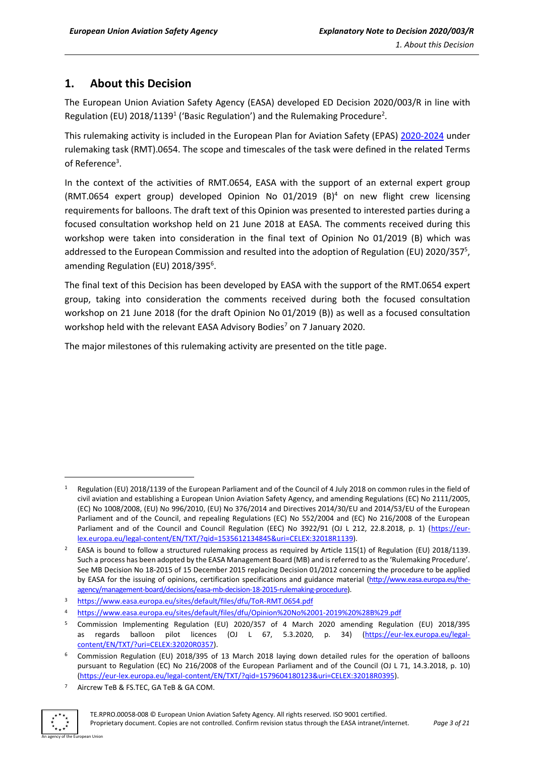## 1. About this Decision

The European Union Aviation Safety Agency (EASA) developed ED Decision 2020/003/R in line with Regulation (EU) 2018/1139[1] ('Basic Regulation') and the Rulemaking Procedure[2].

This rulemaking activity is included in the European Plan for Aviation Safety (EPAS) 2020-2024 under rulemaking task (RMT).0654. The scope and timescales of the task were defined in the related Terms of Reference[3].

In the context of the activities of RMT.0654, EASA with the support of an external expert group (RMT.0654 expert group) developed Opinion No 01/2019 (B)[4] on new flight crew licensing requirements for balloons. The draft text of this Opinion was presented to interested parties during a focused consultation workshop held on 21 June 2018 at EASA. The comments received during this workshop were taken into consideration in the final text of Opinion No 01/2019 (B) which was addressed to the European Commission and resulted into the adoption of Regulation (EU) 2020/357[5], amending Regulation (EU) 2018/395[6].

The final text of this Decision has been developed by EASA with the support of the RMT.0654 expert group, taking into consideration the comments received during both the focused consultation workshop on 21 June 2018 (for the draft Opinion No 01/2019 (B)) as well as a focused consultation workshop held with the relevant EASA Advisory Bodies[7] on 7 January 2020.

The major milestones of this rulemaking activity are presented on the title page.

---

[1] Regulation (EU) 2018/1139 of the European Parliament and of the Council of 4 July 2018 on common rules in the field of civil aviation and establishing a European Union Aviation Safety Agency, and amending Regulations (EC) No 2111/2005, (EC) No 1008/2008, (EU) No 996/2010, (EU) No 376/2014 and Directives 2014/30/EU and 2014/53/EU of the European Parliament and of the Council, and repealing Regulations (EC) No 552/2004 and (EC) No 216/2008 of the European Parliament and of the Council and Council Regulation (EEC) No 3922/91 (OJ L 212, 22.8.2018, p. 1) (https://eur-lex.europa.eu/legal-content/EN/TXT/?qid=1535612134845&uri=CELEX:32018R1139).

[2] EASA is bound to follow a structured rulemaking process as required by Article 115(1) of Regulation (EU) 2018/1139. Such a process has been adopted by the EASA Management Board (MB) and is referred to as the 'Rulemaking Procedure'. See MB Decision No 18-2015 of 15 December 2015 replacing Decision 01/2012 concerning the procedure to be applied by EASA for the issuing of opinions, certification specifications and guidance material (http://www.easa.europa.eu/the-agency/management-board/decisions/easa-mb-decision-18-2015-rulemaking-procedure).

[3] https://www.easa.europa.eu/sites/default/files/dfu/ToR-RMT.0654.pdf

[4] https://www.easa.europa.eu/sites/default/files/dfu/Opinion%20No%2001-2019%20%28B%29.pdf

[5] Commission Implementing Regulation (EU) 2020/357 of 4 March 2020 amending Regulation (EU) 2018/395 as regards balloon pilot licences (OJ L 67, 5.3.2020, p. 34) (https://eur-lex.europa.eu/legal-content/EN/TXT/?uri=CELEX:32020R0357).

[6] Commission Regulation (EU) 2018/395 of 13 March 2018 laying down detailed rules for the operation of balloons pursuant to Regulation (EC) No 216/2008 of the European Parliament and of the Council (OJ L 71, 14.3.2018, p. 10) (https://eur-lex.europa.eu/legal-content/EN/TXT/?qid=1579604180123&uri=CELEX:32018R0395).

[7] Aircrew TeB & FS.TEC, GA TeB & GA COM.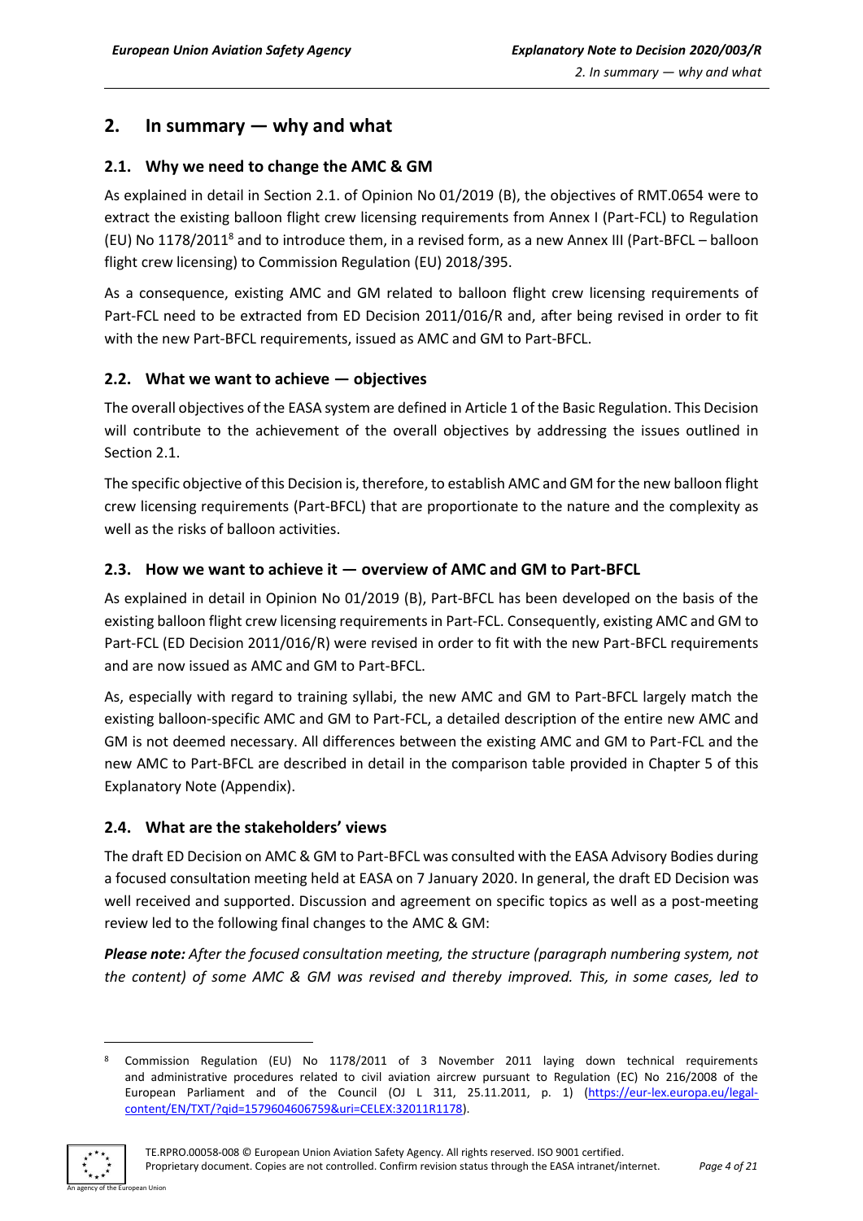## 2. In summary — why and what

### 2.1. Why we need to change the AMC & GM

As explained in detail in Section 2.1. of Opinion No 01/2019 (B), the objectives of RMT.0654 were to extract the existing balloon flight crew licensing requirements from Annex I (Part-FCL) to Regulation (EU) No 1178/2011[8] and to introduce them, in a revised form, as a new Annex III (Part-BFCL – balloon flight crew licensing) to Commission Regulation (EU) 2018/395.

As a consequence, existing AMC and GM related to balloon flight crew licensing requirements of Part-FCL need to be extracted from ED Decision 2011/016/R and, after being revised in order to fit with the new Part-BFCL requirements, issued as AMC and GM to Part-BFCL.

### 2.2. What we want to achieve — objectives

The overall objectives of the EASA system are defined in Article 1 of the Basic Regulation. This Decision will contribute to the achievement of the overall objectives by addressing the issues outlined in Section 2.1.

The specific objective of this Decision is, therefore, to establish AMC and GM for the new balloon flight crew licensing requirements (Part-BFCL) that are proportionate to the nature and the complexity as well as the risks of balloon activities.

### 2.3. How we want to achieve it — overview of AMC and GM to Part-BFCL

As explained in detail in Opinion No 01/2019 (B), Part-BFCL has been developed on the basis of the existing balloon flight crew licensing requirements in Part-FCL. Consequently, existing AMC and GM to Part-FCL (ED Decision 2011/016/R) were revised in order to fit with the new Part-BFCL requirements and are now issued as AMC and GM to Part-BFCL.

As, especially with regard to training syllabi, the new AMC and GM to Part-BFCL largely match the existing balloon-specific AMC and GM to Part-FCL, a detailed description of the entire new AMC and GM is not deemed necessary. All differences between the existing AMC and GM to Part-FCL and the new AMC to Part-BFCL are described in detail in the comparison table provided in Chapter 5 of this Explanatory Note (Appendix).

### 2.4. What are the stakeholders' views

The draft ED Decision on AMC & GM to Part-BFCL was consulted with the EASA Advisory Bodies during a focused consultation meeting held at EASA on 7 January 2020. In general, the draft ED Decision was well received and supported. Discussion and agreement on specific topics as well as a post-meeting review led to the following final changes to the AMC & GM:

***Please note:*** *After the focused consultation meeting, the structure (paragraph numbering system, not the content) of some AMC & GM was revised and thereby improved. This, in some cases, led to*

[8] Commission Regulation (EU) No 1178/2011 of 3 November 2011 laying down technical requirements and administrative procedures related to civil aviation aircrew pursuant to Regulation (EC) No 216/2008 of the European Parliament and of the Council (OJ L 311, 25.11.2011, p. 1) (https://eur-lex.europa.eu/legal-content/EN/TXT/?qid=1579604606759&uri=CELEX:32011R1178).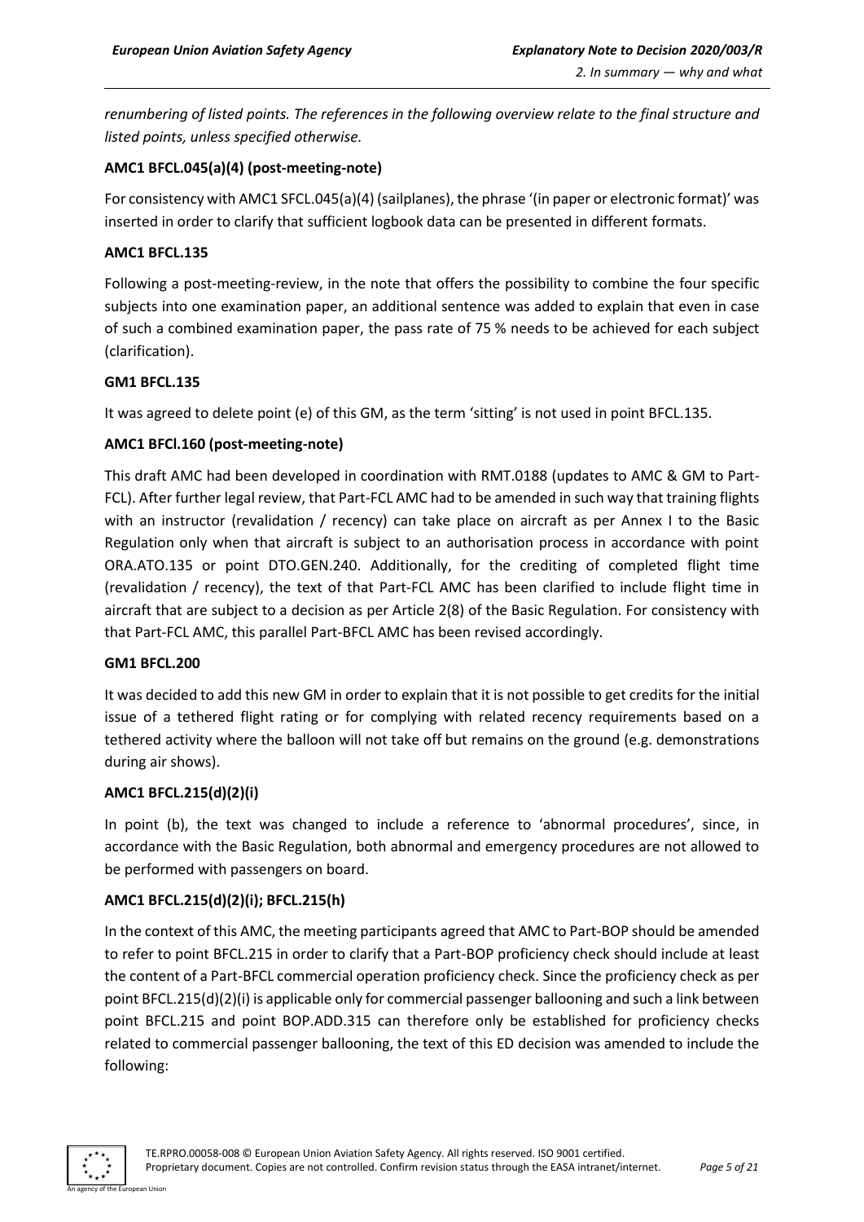*renumbering of listed points. The references in the following overview relate to the final structure and listed points, unless specified otherwise.*

**AMC1 BFCL.045(a)(4) (post-meeting-note)**

For consistency with AMC1 SFCL.045(a)(4) (sailplanes), the phrase '(in paper or electronic format)' was inserted in order to clarify that sufficient logbook data can be presented in different formats.

**AMC1 BFCL.135**

Following a post-meeting-review, in the note that offers the possibility to combine the four specific subjects into one examination paper, an additional sentence was added to explain that even in case of such a combined examination paper, the pass rate of 75 % needs to be achieved for each subject (clarification).

**GM1 BFCL.135**

It was agreed to delete point (e) of this GM, as the term 'sitting' is not used in point BFCL.135.

**AMC1 BFCl.160 (post-meeting-note)**

This draft AMC had been developed in coordination with RMT.0188 (updates to AMC & GM to Part-FCL). After further legal review, that Part-FCL AMC had to be amended in such way that training flights with an instructor (revalidation / recency) can take place on aircraft as per Annex I to the Basic Regulation only when that aircraft is subject to an authorisation process in accordance with point ORA.ATO.135 or point DTO.GEN.240. Additionally, for the crediting of completed flight time (revalidation / recency), the text of that Part-FCL AMC has been clarified to include flight time in aircraft that are subject to a decision as per Article 2(8) of the Basic Regulation. For consistency with that Part-FCL AMC, this parallel Part-BFCL AMC has been revised accordingly.

**GM1 BFCL.200**

It was decided to add this new GM in order to explain that it is not possible to get credits for the initial issue of a tethered flight rating or for complying with related recency requirements based on a tethered activity where the balloon will not take off but remains on the ground (e.g. demonstrations during air shows).

**AMC1 BFCL.215(d)(2)(i)**

In point (b), the text was changed to include a reference to 'abnormal procedures', since, in accordance with the Basic Regulation, both abnormal and emergency procedures are not allowed to be performed with passengers on board.

**AMC1 BFCL.215(d)(2)(i); BFCL.215(h)**

In the context of this AMC, the meeting participants agreed that AMC to Part-BOP should be amended to refer to point BFCL.215 in order to clarify that a Part-BOP proficiency check should include at least the content of a Part-BFCL commercial operation proficiency check. Since the proficiency check as per point BFCL.215(d)(2)(i) is applicable only for commercial passenger ballooning and such a link between point BFCL.215 and point BOP.ADD.315 can therefore only be established for proficiency checks related to commercial passenger ballooning, the text of this ED decision was amended to include the following: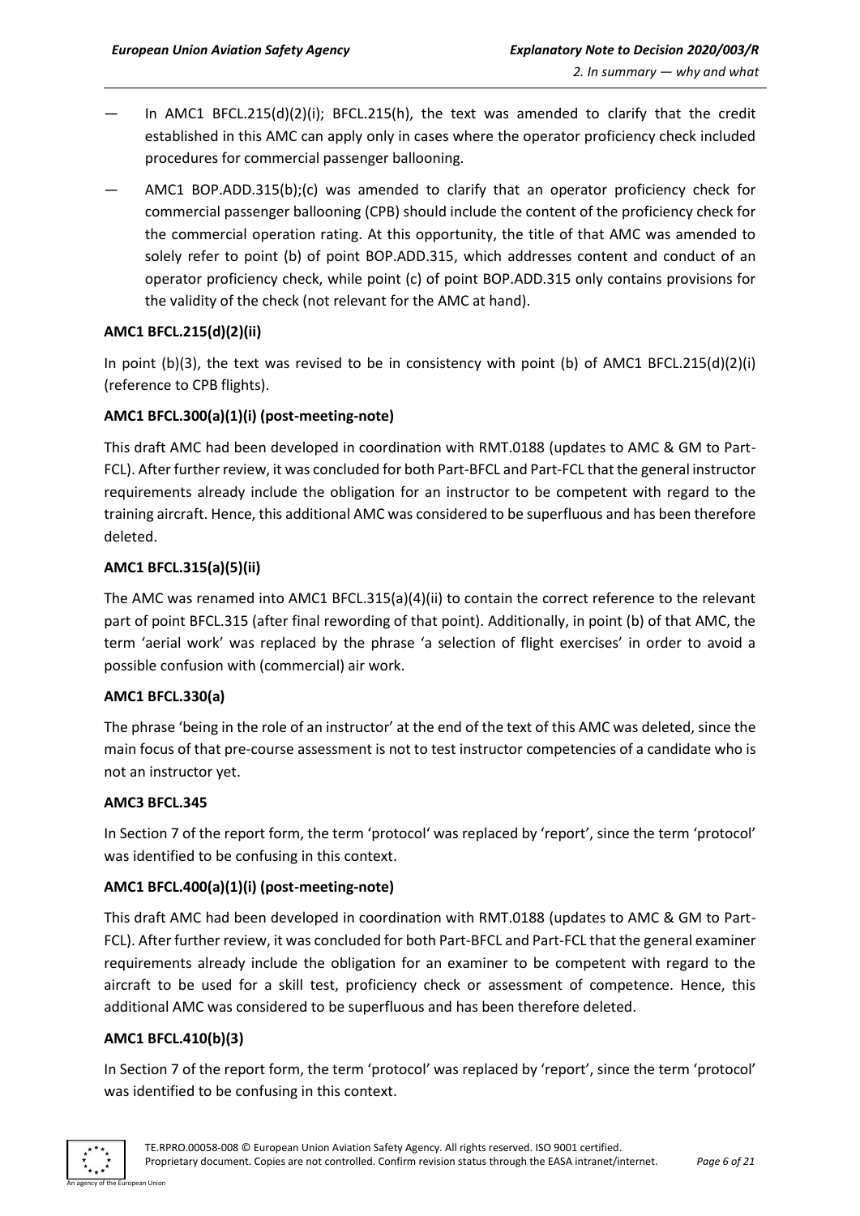- In AMC1 BFCL.215(d)(2)(i); BFCL.215(h), the text was amended to clarify that the credit established in this AMC can apply only in cases where the operator proficiency check included procedures for commercial passenger ballooning.
- AMC1 BOP.ADD.315(b);(c) was amended to clarify that an operator proficiency check for commercial passenger ballooning (CPB) should include the content of the proficiency check for the commercial operation rating. At this opportunity, the title of that AMC was amended to solely refer to point (b) of point BOP.ADD.315, which addresses content and conduct of an operator proficiency check, while point (c) of point BOP.ADD.315 only contains provisions for the validity of the check (not relevant for the AMC at hand).

**AMC1 BFCL.215(d)(2)(ii)**

In point (b)(3), the text was revised to be in consistency with point (b) of AMC1 BFCL.215(d)(2)(i) (reference to CPB flights).

**AMC1 BFCL.300(a)(1)(i) (post-meeting-note)**

This draft AMC had been developed in coordination with RMT.0188 (updates to AMC & GM to Part-FCL). After further review, it was concluded for both Part-BFCL and Part-FCL that the general instructor requirements already include the obligation for an instructor to be competent with regard to the training aircraft. Hence, this additional AMC was considered to be superfluous and has been therefore deleted.

**AMC1 BFCL.315(a)(5)(ii)**

The AMC was renamed into AMC1 BFCL.315(a)(4)(ii) to contain the correct reference to the relevant part of point BFCL.315 (after final rewording of that point). Additionally, in point (b) of that AMC, the term 'aerial work' was replaced by the phrase 'a selection of flight exercises' in order to avoid a possible confusion with (commercial) air work.

**AMC1 BFCL.330(a)**

The phrase 'being in the role of an instructor' at the end of the text of this AMC was deleted, since the main focus of that pre-course assessment is not to test instructor competencies of a candidate who is not an instructor yet.

**AMC3 BFCL.345**

In Section 7 of the report form, the term 'protocol' was replaced by 'report', since the term 'protocol' was identified to be confusing in this context.

**AMC1 BFCL.400(a)(1)(i) (post-meeting-note)**

This draft AMC had been developed in coordination with RMT.0188 (updates to AMC & GM to Part-FCL). After further review, it was concluded for both Part-BFCL and Part-FCL that the general examiner requirements already include the obligation for an examiner to be competent with regard to the aircraft to be used for a skill test, proficiency check or assessment of competence. Hence, this additional AMC was considered to be superfluous and has been therefore deleted.

**AMC1 BFCL.410(b)(3)**

In Section 7 of the report form, the term 'protocol' was replaced by 'report', since the term 'protocol' was identified to be confusing in this context.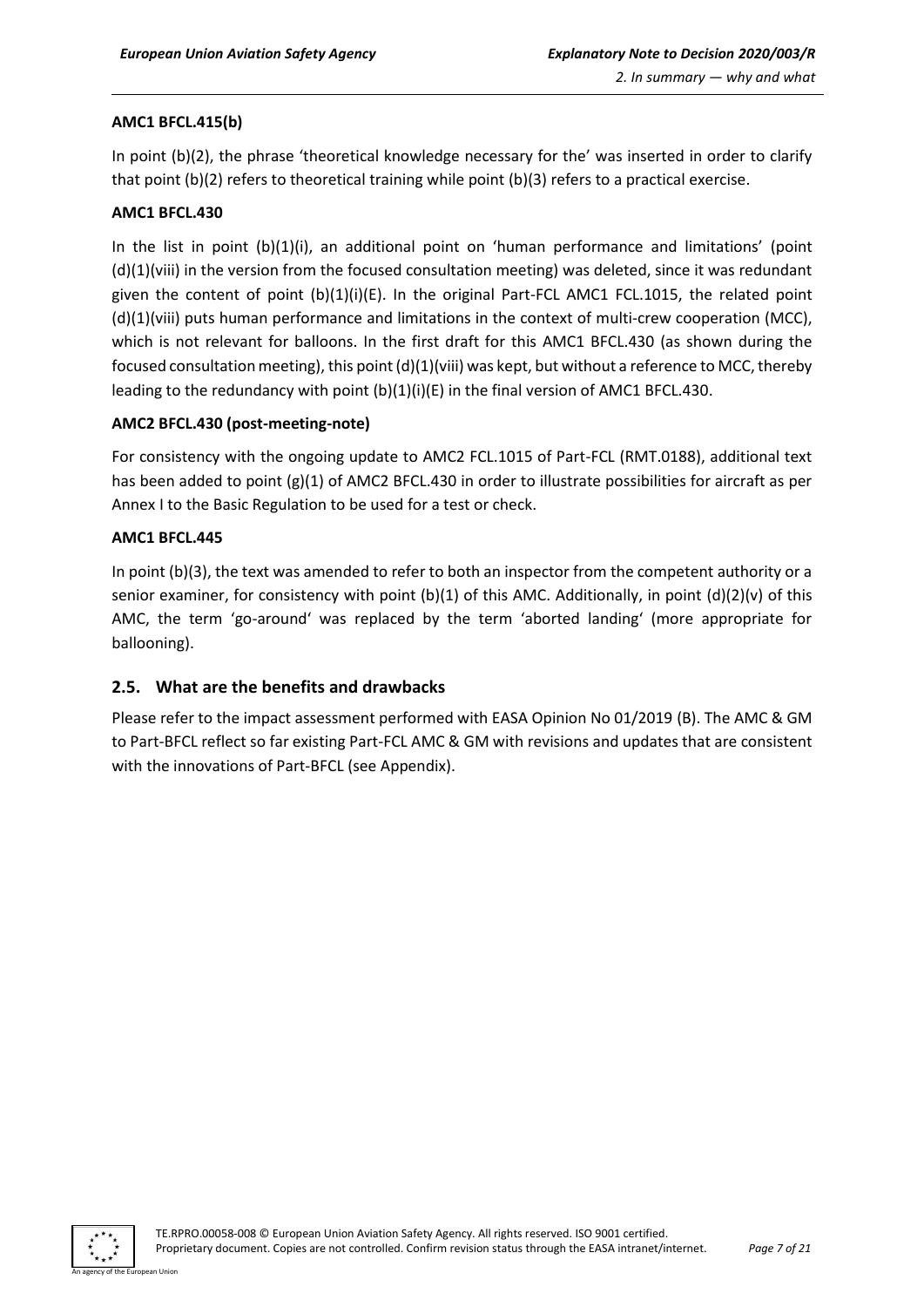**AMC1 BFCL.415(b)**

In point (b)(2), the phrase 'theoretical knowledge necessary for the' was inserted in order to clarify that point (b)(2) refers to theoretical training while point (b)(3) refers to a practical exercise.

**AMC1 BFCL.430**

In the list in point (b)(1)(i), an additional point on 'human performance and limitations' (point (d)(1)(viii) in the version from the focused consultation meeting) was deleted, since it was redundant given the content of point (b)(1)(i)(E). In the original Part-FCL AMC1 FCL.1015, the related point (d)(1)(viii) puts human performance and limitations in the context of multi-crew cooperation (MCC), which is not relevant for balloons. In the first draft for this AMC1 BFCL.430 (as shown during the focused consultation meeting), this point (d)(1)(viii) was kept, but without a reference to MCC, thereby leading to the redundancy with point (b)(1)(i)(E) in the final version of AMC1 BFCL.430.

**AMC2 BFCL.430 (post-meeting-note)**

For consistency with the ongoing update to AMC2 FCL.1015 of Part-FCL (RMT.0188), additional text has been added to point (g)(1) of AMC2 BFCL.430 in order to illustrate possibilities for aircraft as per Annex I to the Basic Regulation to be used for a test or check.

**AMC1 BFCL.445**

In point (b)(3), the text was amended to refer to both an inspector from the competent authority or a senior examiner, for consistency with point (b)(1) of this AMC. Additionally, in point (d)(2)(v) of this AMC, the term 'go-around' was replaced by the term 'aborted landing' (more appropriate for ballooning).

## 2.5. What are the benefits and drawbacks

Please refer to the impact assessment performed with EASA Opinion No 01/2019 (B). The AMC & GM to Part-BFCL reflect so far existing Part-FCL AMC & GM with revisions and updates that are consistent with the innovations of Part-BFCL (see Appendix).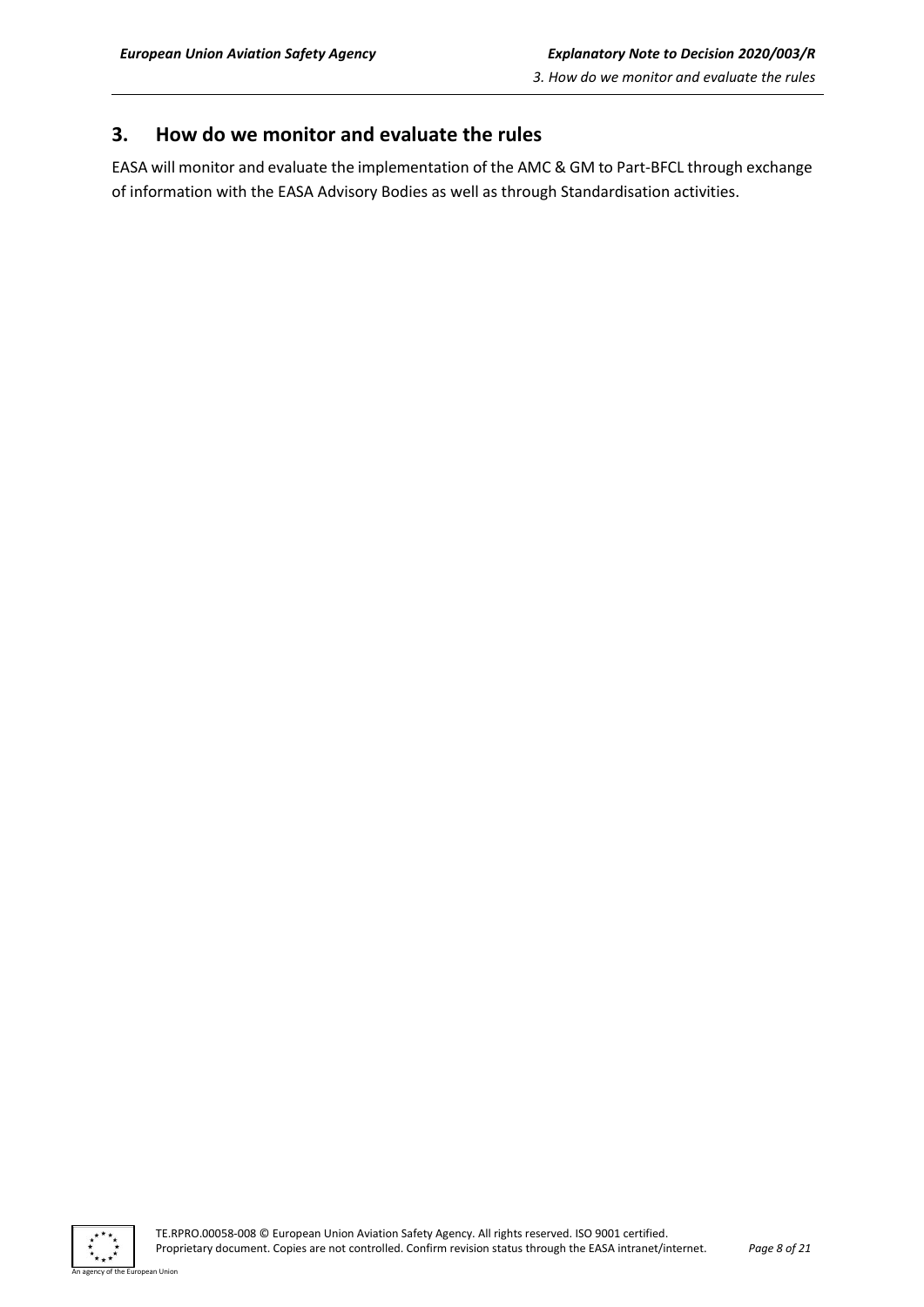## 3. How do we monitor and evaluate the rules

EASA will monitor and evaluate the implementation of the AMC & GM to Part-BFCL through exchange of information with the EASA Advisory Bodies as well as through Standardisation activities.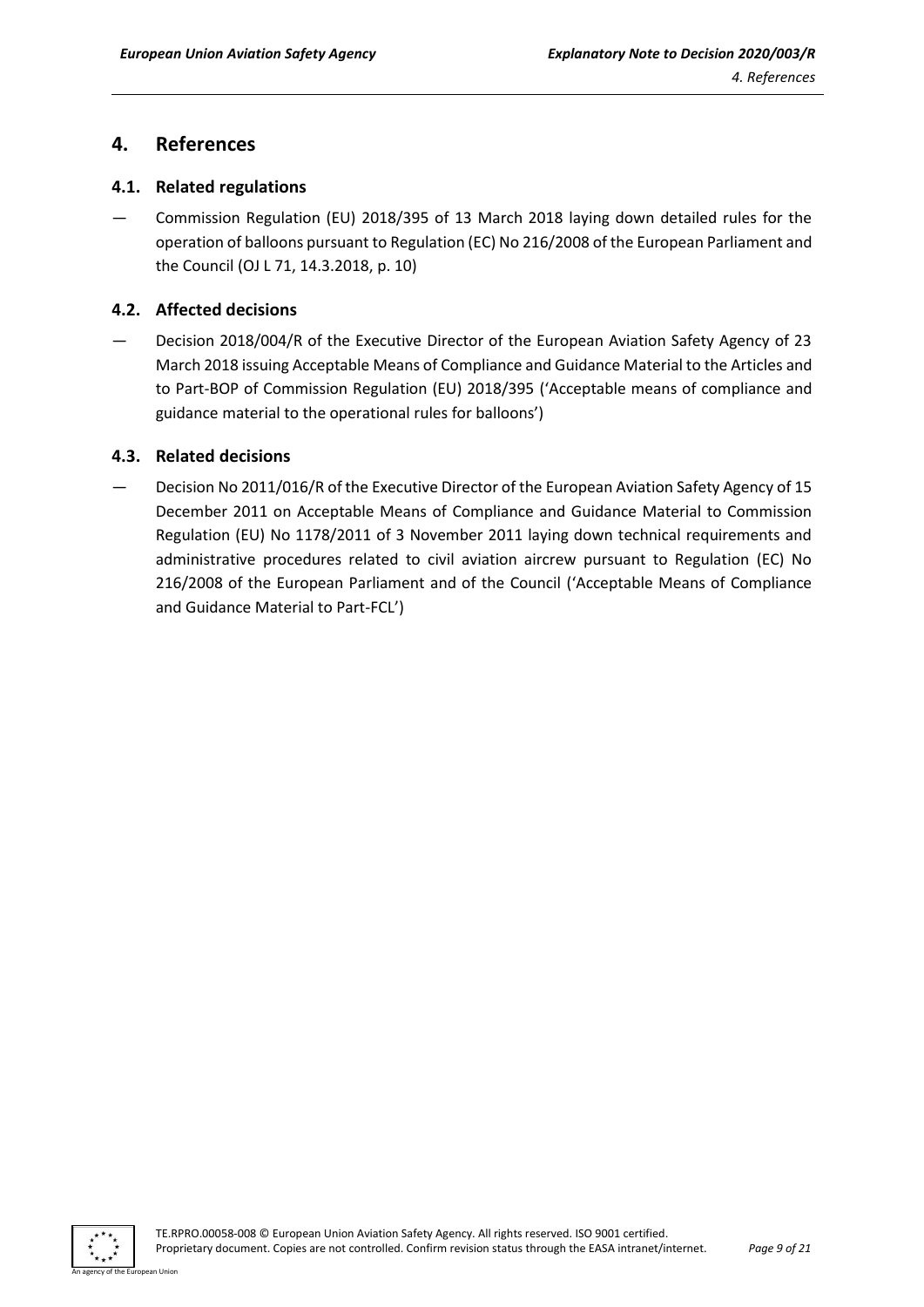## 4. References

### 4.1. Related regulations

— Commission Regulation (EU) 2018/395 of 13 March 2018 laying down detailed rules for the operation of balloons pursuant to Regulation (EC) No 216/2008 of the European Parliament and the Council (OJ L 71, 14.3.2018, p. 10)

### 4.2. Affected decisions

— Decision 2018/004/R of the Executive Director of the European Aviation Safety Agency of 23 March 2018 issuing Acceptable Means of Compliance and Guidance Material to the Articles and to Part-BOP of Commission Regulation (EU) 2018/395 ('Acceptable means of compliance and guidance material to the operational rules for balloons')

### 4.3. Related decisions

— Decision No 2011/016/R of the Executive Director of the European Aviation Safety Agency of 15 December 2011 on Acceptable Means of Compliance and Guidance Material to Commission Regulation (EU) No 1178/2011 of 3 November 2011 laying down technical requirements and administrative procedures related to civil aviation aircrew pursuant to Regulation (EC) No 216/2008 of the European Parliament and of the Council ('Acceptable Means of Compliance and Guidance Material to Part-FCL')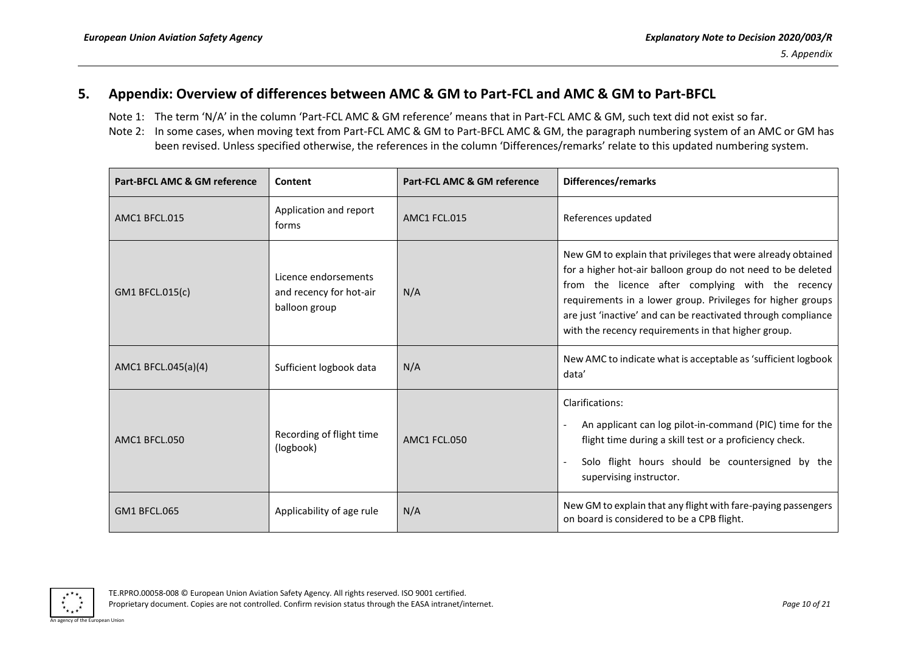## 5. Appendix: Overview of differences between AMC & GM to Part-FCL and AMC & GM to Part-BFCL

Note 1: The term 'N/A' in the column 'Part-FCL AMC & GM reference' means that in Part-FCL AMC & GM, such text did not exist so far.

Note 2: In some cases, when moving text from Part-FCL AMC & GM to Part-BFCL AMC & GM, the paragraph numbering system of an AMC or GM has been revised. Unless specified otherwise, the references in the column 'Differences/remarks' relate to this updated numbering system.

| Part-BFCL AMC & GM reference | Content | Part-FCL AMC & GM reference | Differences/remarks |
|---|---|---|---|
| AMC1 BFCL.015 | Application and report forms | AMC1 FCL.015 | References updated |
| GM1 BFCL.015(c) | Licence endorsements and recency for hot-air balloon group | N/A | New GM to explain that privileges that were already obtained for a higher hot-air balloon group do not need to be deleted from the licence after complying with the recency requirements in a lower group. Privileges for higher groups are just 'inactive' and can be reactivated through compliance with the recency requirements in that higher group. |
| AMC1 BFCL.045(a)(4) | Sufficient logbook data | N/A | New AMC to indicate what is acceptable as 'sufficient logbook data' |
| AMC1 BFCL.050 | Recording of flight time (logbook) | AMC1 FCL.050 | Clarifications:<br>- An applicant can log pilot-in-command (PIC) time for the flight time during a skill test or a proficiency check.<br>- Solo flight hours should be countersigned by the supervising instructor. |
| GM1 BFCL.065 | Applicability of age rule | N/A | New GM to explain that any flight with fare-paying passengers on board is considered to be a CPB flight. |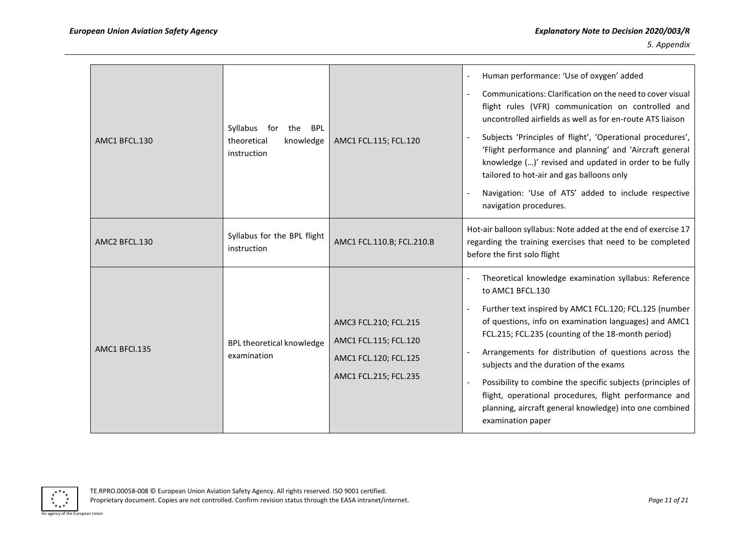| | | | |
|---|---|---|---|
| AMC1 BFCL.130 | Syllabus for the BPL theoretical knowledge instruction | AMC1 FCL.115; FCL.120 | - Human performance: 'Use of oxygen' added<br>- Communications: Clarification on the need to cover visual flight rules (VFR) communication on controlled and uncontrolled airfields as well as for en-route ATS liaison<br>- Subjects 'Principles of flight', 'Operational procedures', 'Flight performance and planning' and 'Aircraft general knowledge (…)' revised and updated in order to be fully tailored to hot-air and gas balloons only<br>- Navigation: 'Use of ATS' added to include respective navigation procedures. |
| AMC2 BFCL.130 | Syllabus for the BPL flight instruction | AMC1 FCL.110.B; FCL.210.B | Hot-air balloon syllabus: Note added at the end of exercise 17 regarding the training exercises that need to be completed before the first solo flight |
| AMC1 BFCl.135 | BPL theoretical knowledge examination | AMC3 FCL.210; FCL.215<br>AMC1 FCL.115; FCL.120<br>AMC1 FCL.120; FCL.125<br>AMC1 FCL.215; FCL.235 | - Theoretical knowledge examination syllabus: Reference to AMC1 BFCL.130<br>- Further text inspired by AMC1 FCL.120; FCL.125 (number of questions, info on examination languages) and AMC1 FCL.215; FCL.235 (counting of the 18-month period)<br>- Arrangements for distribution of questions across the subjects and the duration of the exams<br>- Possibility to combine the specific subjects (principles of flight, operational procedures, flight performance and planning, aircraft general knowledge) into one combined examination paper |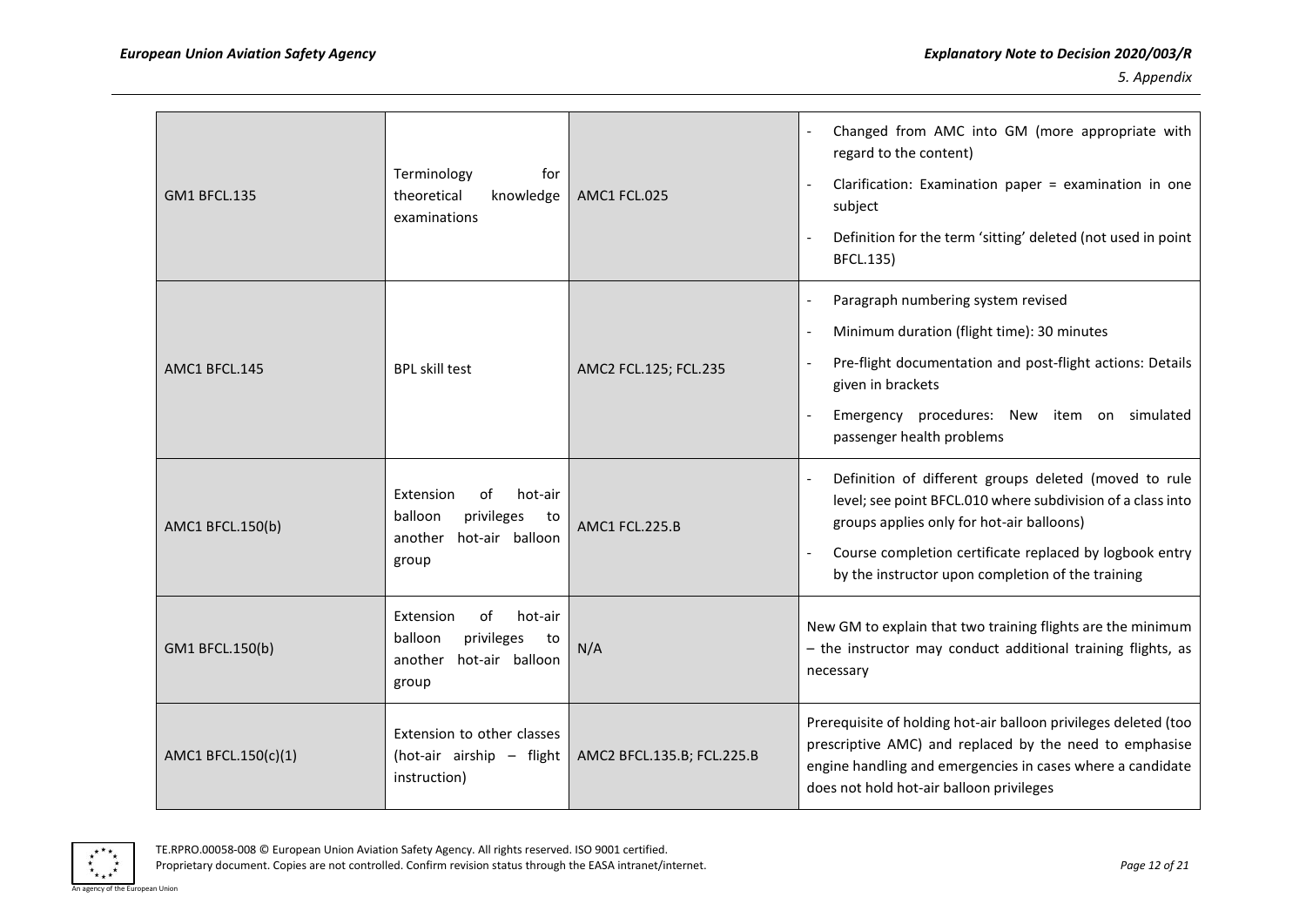| | | | |
|---|---|---|---|
| GM1 BFCL.135 | Terminology for theoretical knowledge examinations | AMC1 FCL.025 | - Changed from AMC into GM (more appropriate with regard to the content)<br>- Clarification: Examination paper = examination in one subject<br>- Definition for the term 'sitting' deleted (not used in point BFCL.135) |
| AMC1 BFCL.145 | BPL skill test | AMC2 FCL.125; FCL.235 | - Paragraph numbering system revised<br>- Minimum duration (flight time): 30 minutes<br>- Pre-flight documentation and post-flight actions: Details given in brackets<br>- Emergency procedures: New item on simulated passenger health problems |
| AMC1 BFCL.150(b) | Extension of hot-air balloon privileges to another hot-air balloon group | AMC1 FCL.225.B | - Definition of different groups deleted (moved to rule level; see point BFCL.010 where subdivision of a class into groups applies only for hot-air balloons)<br>- Course completion certificate replaced by logbook entry by the instructor upon completion of the training |
| GM1 BFCL.150(b) | Extension of hot-air balloon privileges to another hot-air balloon group | N/A | New GM to explain that two training flights are the minimum – the instructor may conduct additional training flights, as necessary |
| AMC1 BFCL.150(c)(1) | Extension to other classes (hot-air airship – flight instruction) | AMC2 BFCL.135.B; FCL.225.B | Prerequisite of holding hot-air balloon privileges deleted (too prescriptive AMC) and replaced by the need to emphasise engine handling and emergencies in cases where a candidate does not hold hot-air balloon privileges |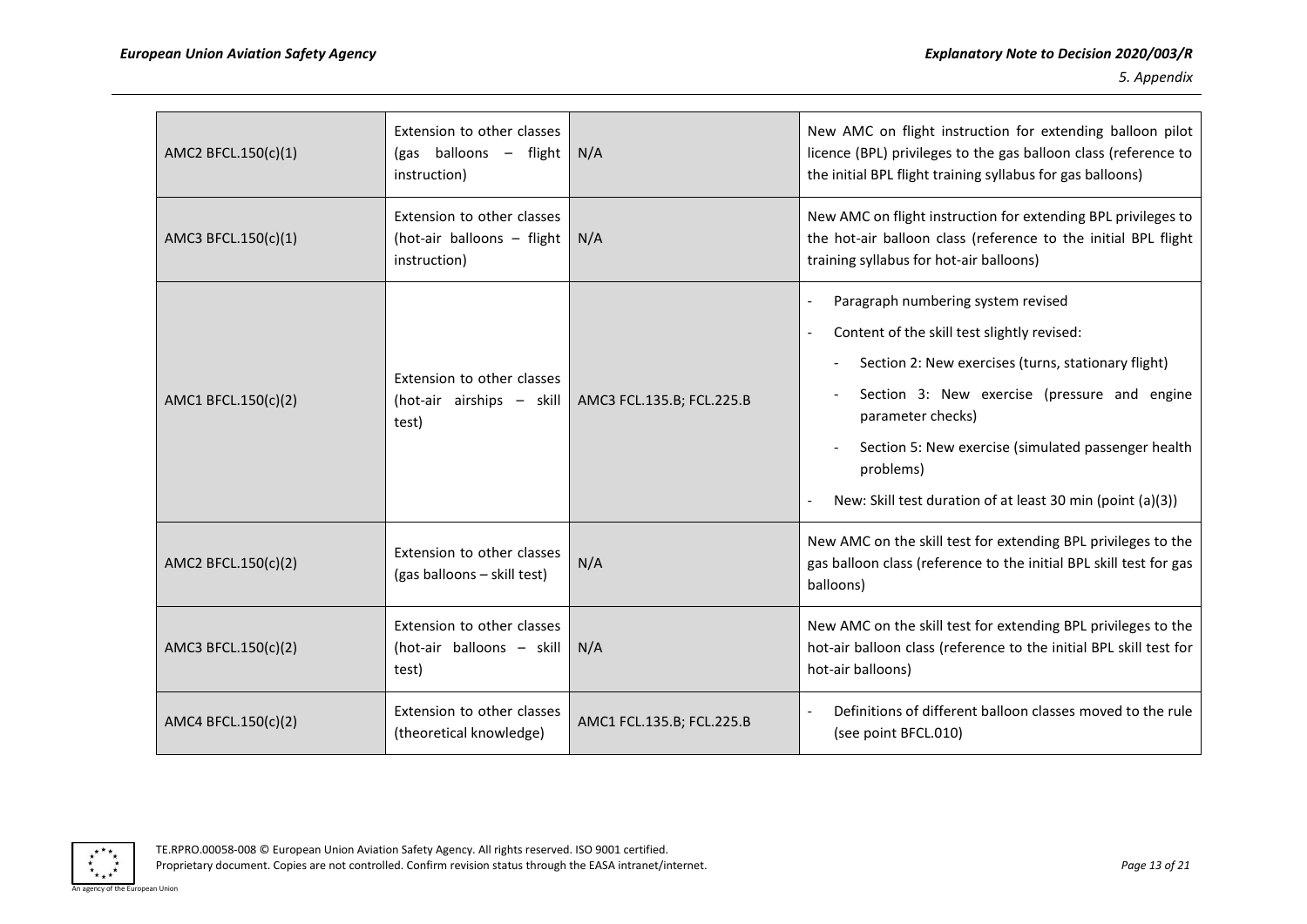| AMC2 BFCL.150(c)(1) | Extension to other classes (gas balloons – flight instruction) | N/A | New AMC on flight instruction for extending balloon pilot licence (BPL) privileges to the gas balloon class (reference to the initial BPL flight training syllabus for gas balloons) |
|---|---|---|---|
| AMC3 BFCL.150(c)(1) | Extension to other classes (hot-air balloons – flight instruction) | N/A | New AMC on flight instruction for extending BPL privileges to the hot-air balloon class (reference to the initial BPL flight training syllabus for hot-air balloons) |
| AMC1 BFCL.150(c)(2) | Extension to other classes (hot-air airships – skill test) | AMC3 FCL.135.B; FCL.225.B | - Paragraph numbering system revised<br>- Content of the skill test slightly revised:<br>&nbsp;&nbsp;- Section 2: New exercises (turns, stationary flight)<br>&nbsp;&nbsp;- Section 3: New exercise (pressure and engine parameter checks)<br>&nbsp;&nbsp;- Section 5: New exercise (simulated passenger health problems)<br>- New: Skill test duration of at least 30 min (point (a)(3)) |
| AMC2 BFCL.150(c)(2) | Extension to other classes (gas balloons – skill test) | N/A | New AMC on the skill test for extending BPL privileges to the gas balloon class (reference to the initial BPL skill test for gas balloons) |
| AMC3 BFCL.150(c)(2) | Extension to other classes (hot-air balloons – skill test) | N/A | New AMC on the skill test for extending BPL privileges to the hot-air balloon class (reference to the initial BPL skill test for hot-air balloons) |
| AMC4 BFCL.150(c)(2) | Extension to other classes (theoretical knowledge) | AMC1 FCL.135.B; FCL.225.B | - Definitions of different balloon classes moved to the rule (see point BFCL.010) |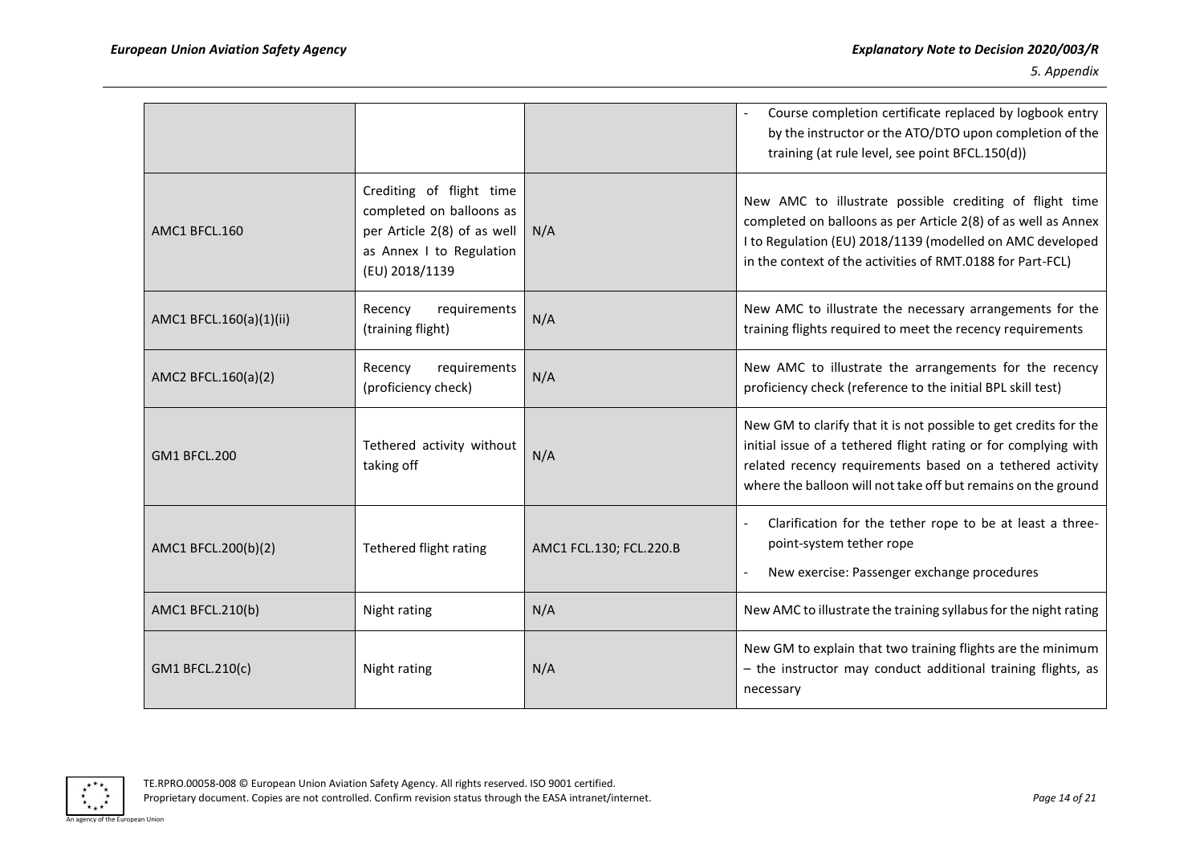| | | | |
|---|---|---|---|
| | | | - Course completion certificate replaced by logbook entry by the instructor or the ATO/DTO upon completion of the training (at rule level, see point BFCL.150(d)) |
| AMC1 BFCL.160 | Crediting of flight time completed on balloons as per Article 2(8) of as well as Annex I to Regulation (EU) 2018/1139 | N/A | New AMC to illustrate possible crediting of flight time completed on balloons as per Article 2(8) of as well as Annex I to Regulation (EU) 2018/1139 (modelled on AMC developed in the context of the activities of RMT.0188 for Part-FCL) |
| AMC1 BFCL.160(a)(1)(ii) | Recency requirements (training flight) | N/A | New AMC to illustrate the necessary arrangements for the training flights required to meet the recency requirements |
| AMC2 BFCL.160(a)(2) | Recency requirements (proficiency check) | N/A | New AMC to illustrate the arrangements for the recency proficiency check (reference to the initial BPL skill test) |
| GM1 BFCL.200 | Tethered activity without taking off | N/A | New GM to clarify that it is not possible to get credits for the initial issue of a tethered flight rating or for complying with related recency requirements based on a tethered activity where the balloon will not take off but remains on the ground |
| AMC1 BFCL.200(b)(2) | Tethered flight rating | AMC1 FCL.130; FCL.220.B | - Clarification for the tether rope to be at least a three-point-system tether rope<br>- New exercise: Passenger exchange procedures |
| AMC1 BFCL.210(b) | Night rating | N/A | New AMC to illustrate the training syllabus for the night rating |
| GM1 BFCL.210(c) | Night rating | N/A | New GM to explain that two training flights are the minimum – the instructor may conduct additional training flights, as necessary |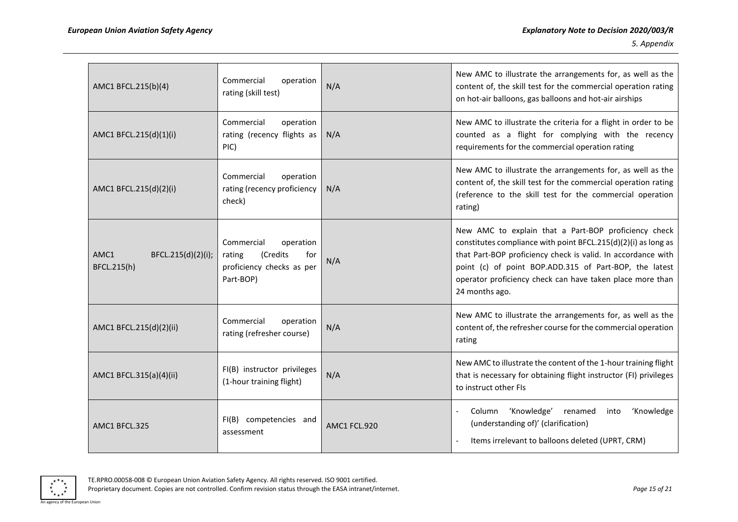| | | | |
|---|---|---|---|
| AMC1 BFCL.215(b)(4) | Commercial operation rating (skill test) | N/A | New AMC to illustrate the arrangements for, as well as the content of, the skill test for the commercial operation rating on hot-air balloons, gas balloons and hot-air airships |
| AMC1 BFCL.215(d)(1)(i) | Commercial operation rating (recency flights as PIC) | N/A | New AMC to illustrate the criteria for a flight in order to be counted as a flight for complying with the recency requirements for the commercial operation rating |
| AMC1 BFCL.215(d)(2)(i) | Commercial operation rating (recency proficiency check) | N/A | New AMC to illustrate the arrangements for, as well as the content of, the skill test for the commercial operation rating (reference to the skill test for the commercial operation rating) |
| AMC1 BFCL.215(d)(2)(i); BFCL.215(h) | Commercial operation rating (Credits for proficiency checks as per Part-BOP) | N/A | New AMC to explain that a Part-BOP proficiency check constitutes compliance with point BFCL.215(d)(2)(i) as long as that Part-BOP proficiency check is valid. In accordance with point (c) of point BOP.ADD.315 of Part-BOP, the latest operator proficiency check can have taken place more than 24 months ago. |
| AMC1 BFCL.215(d)(2)(ii) | Commercial operation rating (refresher course) | N/A | New AMC to illustrate the arrangements for, as well as the content of, the refresher course for the commercial operation rating |
| AMC1 BFCL.315(a)(4)(ii) | FI(B) instructor privileges (1-hour training flight) | N/A | New AMC to illustrate the content of the 1-hour training flight that is necessary for obtaining flight instructor (FI) privileges to instruct other FIs |
| AMC1 BFCL.325 | FI(B) competencies and assessment | AMC1 FCL.920 | - Column 'Knowledge' renamed into 'Knowledge (understanding of)' (clarification)<br>- Items irrelevant to balloons deleted (UPRT, CRM) |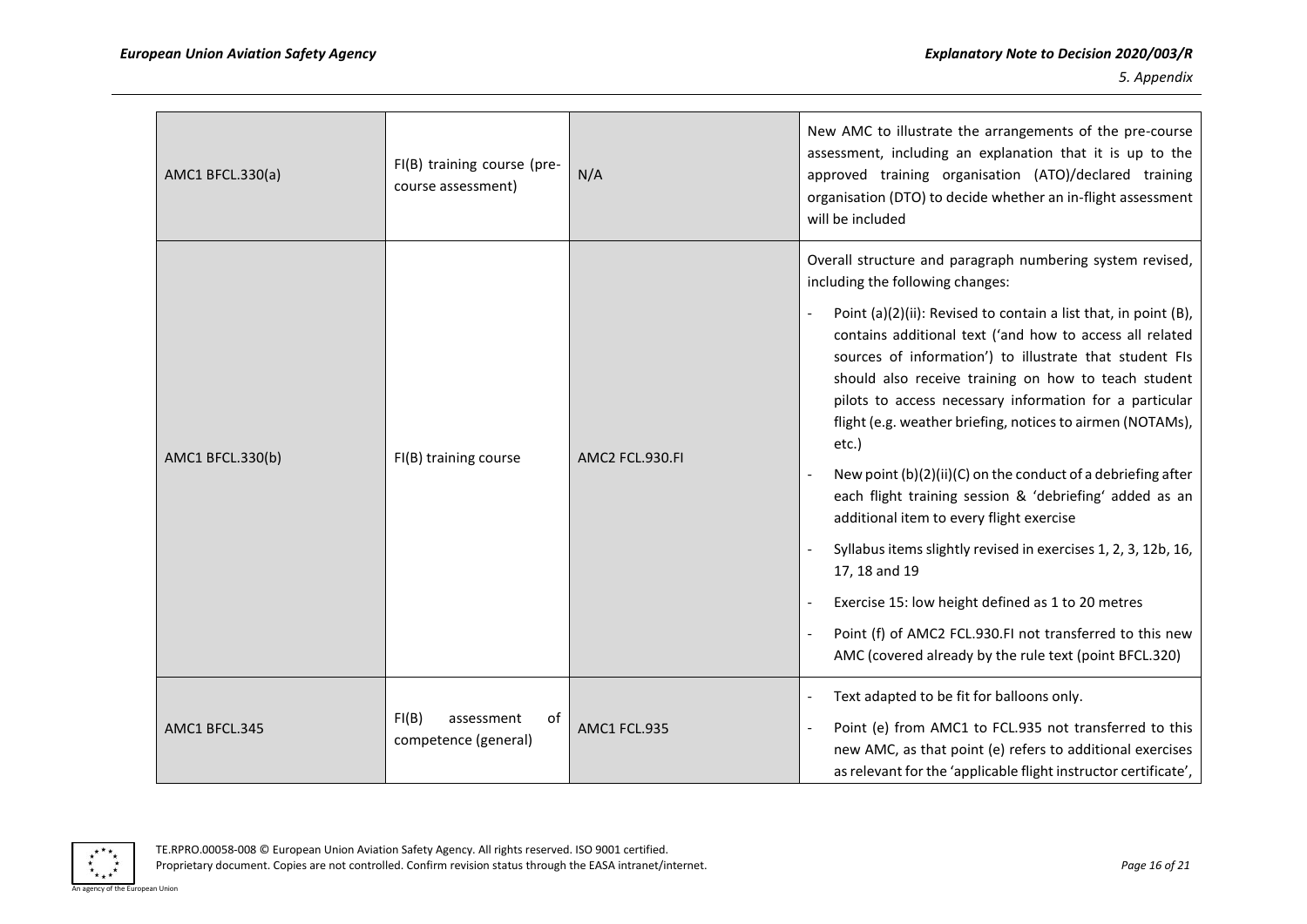| | | | |
|---|---|---|---|
| AMC1 BFCL.330(a) | FI(B) training course (pre-course assessment) | N/A | New AMC to illustrate the arrangements of the pre-course assessment, including an explanation that it is up to the approved training organisation (ATO)/declared training organisation (DTO) to decide whether an in-flight assessment will be included |
| AMC1 BFCL.330(b) | FI(B) training course | AMC2 FCL.930.FI | Overall structure and paragraph numbering system revised, including the following changes:<br>- Point (a)(2)(ii): Revised to contain a list that, in point (B), contains additional text ('and how to access all related sources of information') to illustrate that student FIs should also receive training on how to teach student pilots to access necessary information for a particular flight (e.g. weather briefing, notices to airmen (NOTAMs), etc.)<br>- New point (b)(2)(ii)(C) on the conduct of a debriefing after each flight training session & 'debriefing' added as an additional item to every flight exercise<br>- Syllabus items slightly revised in exercises 1, 2, 3, 12b, 16, 17, 18 and 19<br>- Exercise 15: low height defined as 1 to 20 metres<br>- Point (f) of AMC2 FCL.930.FI not transferred to this new AMC (covered already by the rule text (point BFCL.320) |
| AMC1 BFCL.345 | FI(B) assessment of competence (general) | AMC1 FCL.935 | - Text adapted to be fit for balloons only.<br>- Point (e) from AMC1 to FCL.935 not transferred to this new AMC, as that point (e) refers to additional exercises as relevant for the 'applicable flight instructor certificate', |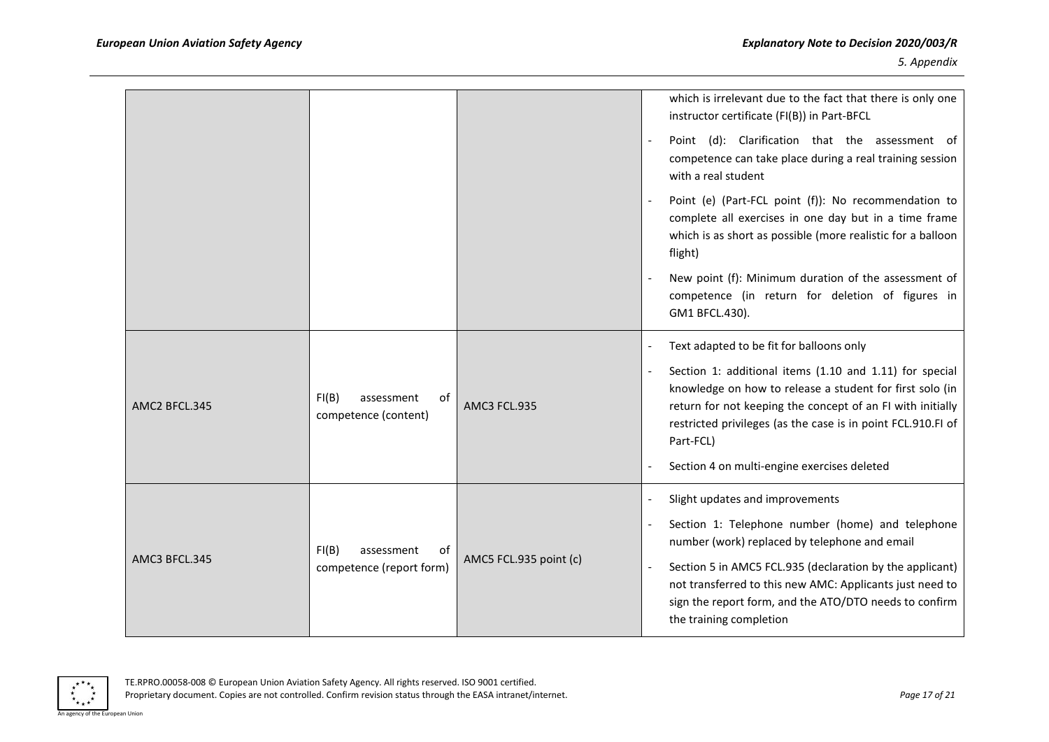| | | | |
|---|---|---|---|
| | | | which is irrelevant due to the fact that there is only one instructor certificate (FI(B)) in Part-BFCL<br>- Point (d): Clarification that the assessment of competence can take place during a real training session with a real student<br>- Point (e) (Part-FCL point (f)): No recommendation to complete all exercises in one day but in a time frame which is as short as possible (more realistic for a balloon flight)<br>- New point (f): Minimum duration of the assessment of competence (in return for deletion of figures in GM1 BFCL.430). |
| AMC2 BFCL.345 | FI(B) assessment of competence (content) | AMC3 FCL.935 | - Text adapted to be fit for balloons only<br>- Section 1: additional items (1.10 and 1.11) for special knowledge on how to release a student for first solo (in return for not keeping the concept of an FI with initially restricted privileges (as the case is in point FCL.910.FI of Part-FCL)<br>- Section 4 on multi-engine exercises deleted |
| AMC3 BFCL.345 | FI(B) assessment of competence (report form) | AMC5 FCL.935 point (c) | - Slight updates and improvements<br>- Section 1: Telephone number (home) and telephone number (work) replaced by telephone and email<br>- Section 5 in AMC5 FCL.935 (declaration by the applicant) not transferred to this new AMC: Applicants just need to sign the report form, and the ATO/DTO needs to confirm the training completion |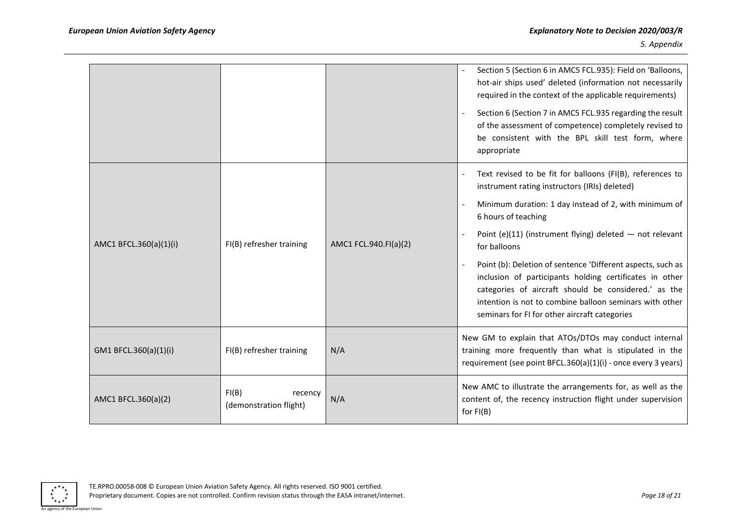| | | | |
|---|---|---|---|
| | | | - Section 5 (Section 6 in AMC5 FCL.935): Field on 'Balloons, hot-air ships used' deleted (information not necessarily required in the context of the applicable requirements)<br>- Section 6 (Section 7 in AMC5 FCL.935 regarding the result of the assessment of competence) completely revised to be consistent with the BPL skill test form, where appropriate |
| AMC1 BFCL.360(a)(1)(i) | FI(B) refresher training | AMC1 FCL.940.FI(a)(2) | - Text revised to be fit for balloons (FI(B), references to instrument rating instructors (IRIs) deleted)<br>- Minimum duration: 1 day instead of 2, with minimum of 6 hours of teaching<br>- Point (e)(11) (instrument flying) deleted — not relevant for balloons<br>- Point (b): Deletion of sentence 'Different aspects, such as inclusion of participants holding certificates in other categories of aircraft should be considered.' as the intention is not to combine balloon seminars with other seminars for FI for other aircraft categories |
| GM1 BFCL.360(a)(1)(i) | FI(B) refresher training | N/A | New GM to explain that ATOs/DTOs may conduct internal training more frequently than what is stipulated in the requirement (see point BFCL.360(a)(1)(i) - once every 3 years) |
| AMC1 BFCL.360(a)(2) | FI(B) recency (demonstration flight) | N/A | New AMC to illustrate the arrangements for, as well as the content of, the recency instruction flight under supervision for FI(B) |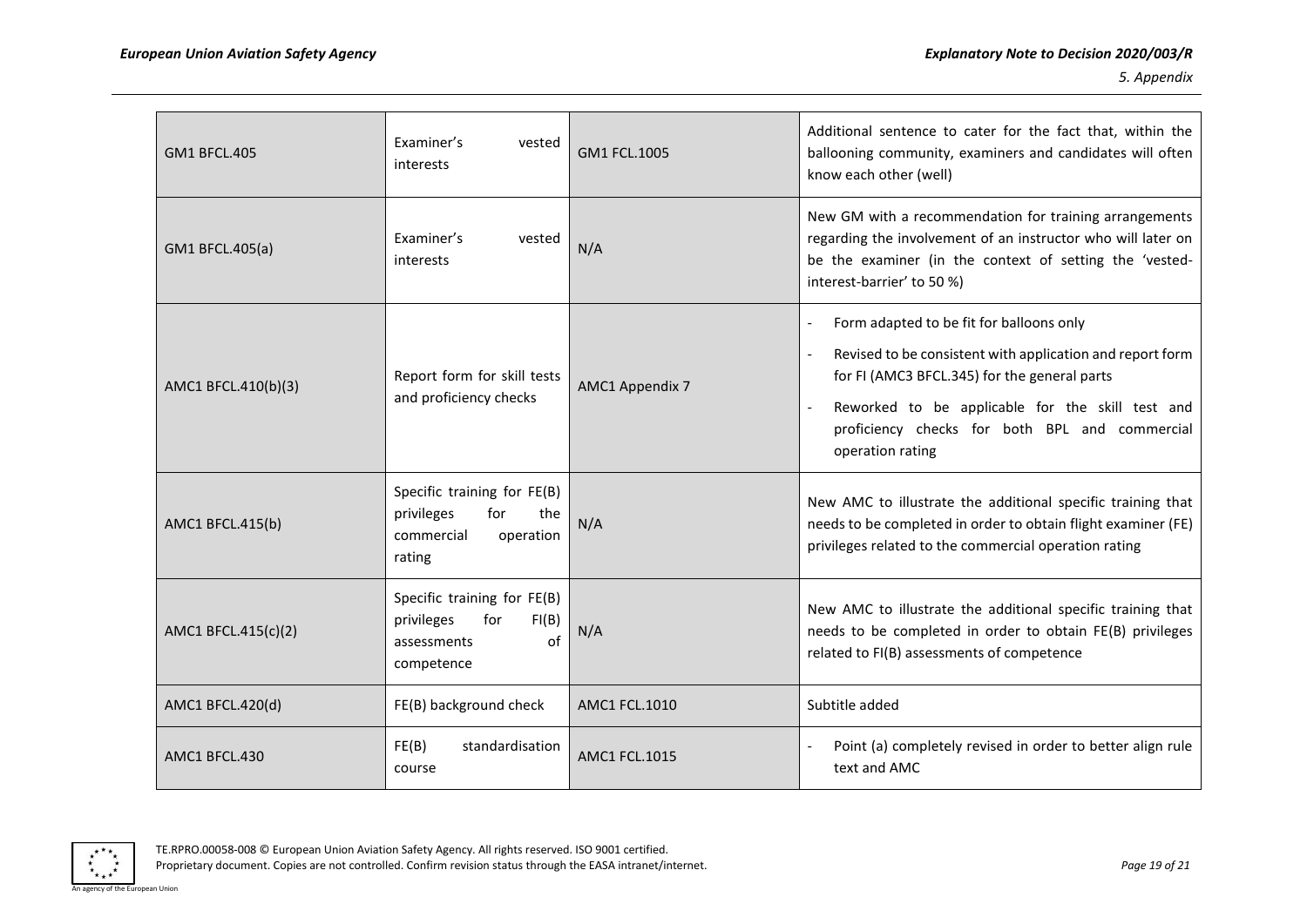| GM1 BFCL.405 | Examiner's vested interests | GM1 FCL.1005 | Additional sentence to cater for the fact that, within the ballooning community, examiners and candidates will often know each other (well) |
|---|---|---|---|
| GM1 BFCL.405(a) | Examiner's vested interests | N/A | New GM with a recommendation for training arrangements regarding the involvement of an instructor who will later on be the examiner (in the context of setting the 'vested-interest-barrier' to 50 %) |
| AMC1 BFCL.410(b)(3) | Report form for skill tests and proficiency checks | AMC1 Appendix 7 | - Form adapted to be fit for balloons only<br>- Revised to be consistent with application and report form for FI (AMC3 BFCL.345) for the general parts<br>- Reworked to be applicable for the skill test and proficiency checks for both BPL and commercial operation rating |
| AMC1 BFCL.415(b) | Specific training for FE(B) privileges for the commercial operation rating | N/A | New AMC to illustrate the additional specific training that needs to be completed in order to obtain flight examiner (FE) privileges related to the commercial operation rating |
| AMC1 BFCL.415(c)(2) | Specific training for FE(B) privileges for FI(B) assessments of competence | N/A | New AMC to illustrate the additional specific training that needs to be completed in order to obtain FE(B) privileges related to FI(B) assessments of competence |
| AMC1 BFCL.420(d) | FE(B) background check | AMC1 FCL.1010 | Subtitle added |
| AMC1 BFCL.430 | FE(B) standardisation course | AMC1 FCL.1015 | - Point (a) completely revised in order to better align rule text and AMC |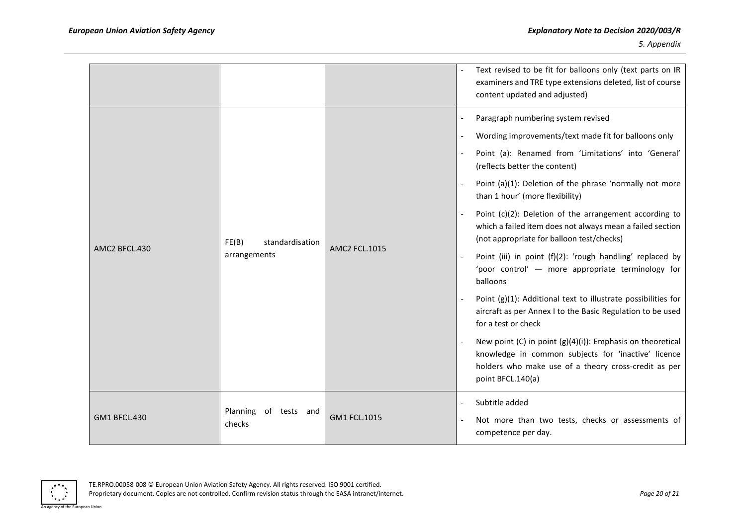| | | | |
|---|---|---|---|
| | | | - Text revised to be fit for balloons only (text parts on IR examiners and TRE type extensions deleted, list of course content updated and adjusted) |
| AMC2 BFCL.430 | FE(B) standardisation arrangements | AMC2 FCL.1015 | - Paragraph numbering system revised<br>- Wording improvements/text made fit for balloons only<br>- Point (a): Renamed from 'Limitations' into 'General' (reflects better the content)<br>- Point (a)(1): Deletion of the phrase 'normally not more than 1 hour' (more flexibility)<br>- Point (c)(2): Deletion of the arrangement according to which a failed item does not always mean a failed section (not appropriate for balloon test/checks)<br>- Point (iii) in point (f)(2): 'rough handling' replaced by 'poor control' — more appropriate terminology for balloons<br>- Point (g)(1): Additional text to illustrate possibilities for aircraft as per Annex I to the Basic Regulation to be used for a test or check<br>- New point (C) in point (g)(4)(i)): Emphasis on theoretical knowledge in common subjects for 'inactive' licence holders who make use of a theory cross-credit as per point BFCL.140(a) |
| GM1 BFCL.430 | Planning of tests and checks | GM1 FCL.1015 | - Subtitle added<br>- Not more than two tests, checks or assessments of competence per day. |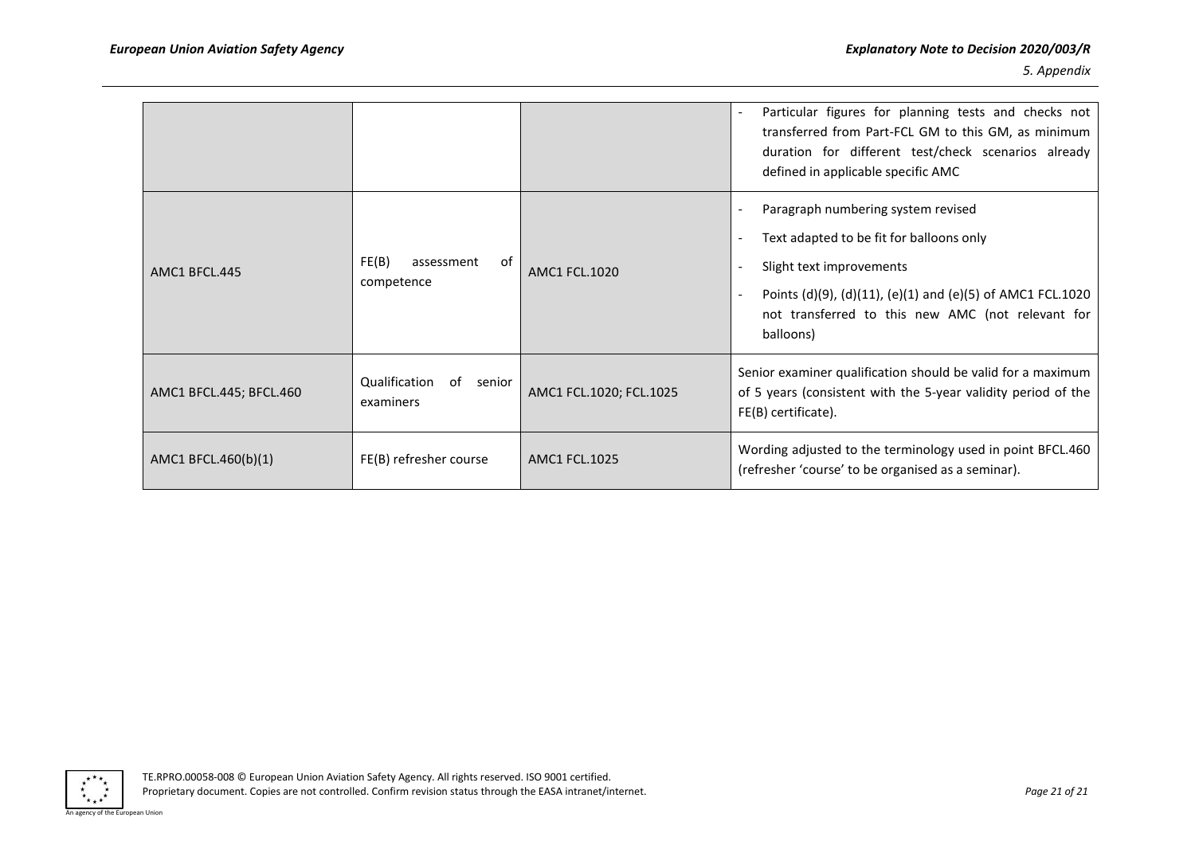| | | | |
|---|---|---|---|
| | | | - Particular figures for planning tests and checks not transferred from Part-FCL GM to this GM, as minimum duration for different test/check scenarios already defined in applicable specific AMC |
| AMC1 BFCL.445 | FE(B) assessment of competence | AMC1 FCL.1020 | - Paragraph numbering system revised<br>- Text adapted to be fit for balloons only<br>- Slight text improvements<br>- Points (d)(9), (d)(11), (e)(1) and (e)(5) of AMC1 FCL.1020 not transferred to this new AMC (not relevant for balloons) |
| AMC1 BFCL.445; BFCL.460 | Qualification of senior examiners | AMC1 FCL.1020; FCL.1025 | Senior examiner qualification should be valid for a maximum of 5 years (consistent with the 5-year validity period of the FE(B) certificate). |
| AMC1 BFCL.460(b)(1) | FE(B) refresher course | AMC1 FCL.1025 | Wording adjusted to the terminology used in point BFCL.460 (refresher 'course' to be organised as a seminar). |